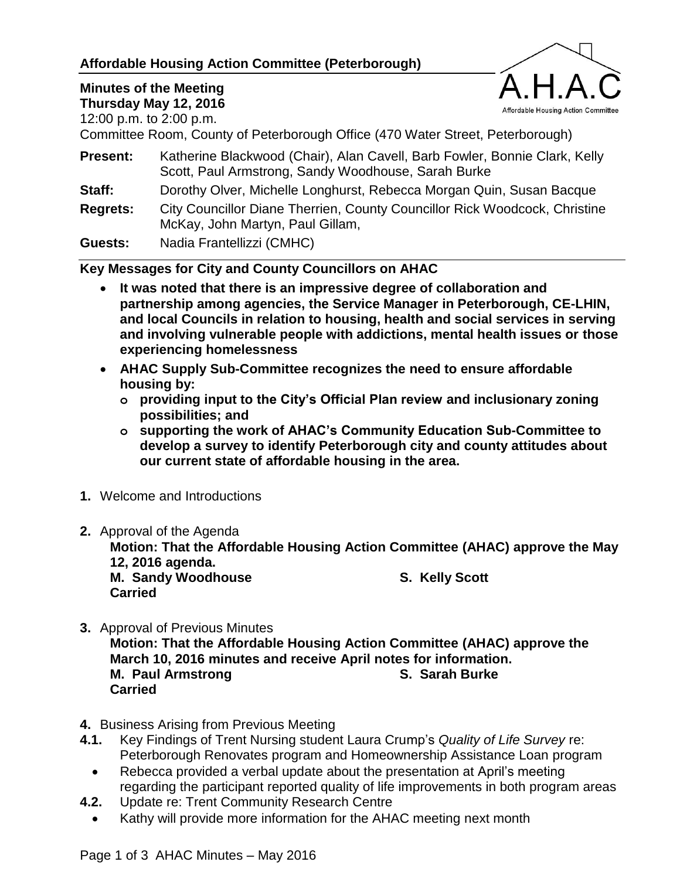**Affordable Housing Action Committee (Peterborough)**

A.H.A.C
Affordable Housing Action Committee

**Minutes of the Meeting**
**Thursday May 12, 2016**
12:00 p.m. to 2:00 p.m.
Committee Room, County of Peterborough Office (470 Water Street, Peterborough)

**Present:** Katherine Blackwood (Chair), Alan Cavell, Barb Fowler, Bonnie Clark, Kelly Scott, Paul Armstrong, Sandy Woodhouse, Sarah Burke

**Staff:** Dorothy Olver, Michelle Longhurst, Rebecca Morgan Quin, Susan Bacque

**Regrets:** City Councillor Diane Therrien, County Councillor Rick Woodcock, Christine McKay, John Martyn, Paul Gillam,

**Guests:** Nadia Frantellizzi (CMHC)

**Key Messages for City and County Councillors on AHAC**

- **It was noted that there is an impressive degree of collaboration and partnership among agencies, the Service Manager in Peterborough, CE-LHIN, and local Councils in relation to housing, health and social services in serving and involving vulnerable people with addictions, mental health issues or those experiencing homelessness**
- **AHAC Supply Sub-Committee recognizes the need to ensure affordable housing by:**
  - **providing input to the City's Official Plan review and inclusionary zoning possibilities; and**
  - **supporting the work of AHAC's Community Education Sub-Committee to develop a survey to identify Peterborough city and county attitudes about our current state of affordable housing in the area.**

**1.** Welcome and Introductions

**2.** Approval of the Agenda

**Motion: That the Affordable Housing Action Committee (AHAC) approve the May 12, 2016 agenda.**
**M. Sandy Woodhouse** **S. Kelly Scott**
**Carried**

**3.** Approval of Previous Minutes

**Motion: That the Affordable Housing Action Committee (AHAC) approve the March 10, 2016 minutes and receive April notes for information.**
**M. Paul Armstrong** **S. Sarah Burke**
**Carried**

**4.** Business Arising from Previous Meeting

**4.1.** Key Findings of Trent Nursing student Laura Crump's *Quality of Life Survey* re: Peterborough Renovates program and Homeownership Assistance Loan program

- Rebecca provided a verbal update about the presentation at April's meeting regarding the participant reported quality of life improvements in both program areas

**4.2.** Update re: Trent Community Research Centre

- Kathy will provide more information for the AHAC meeting next month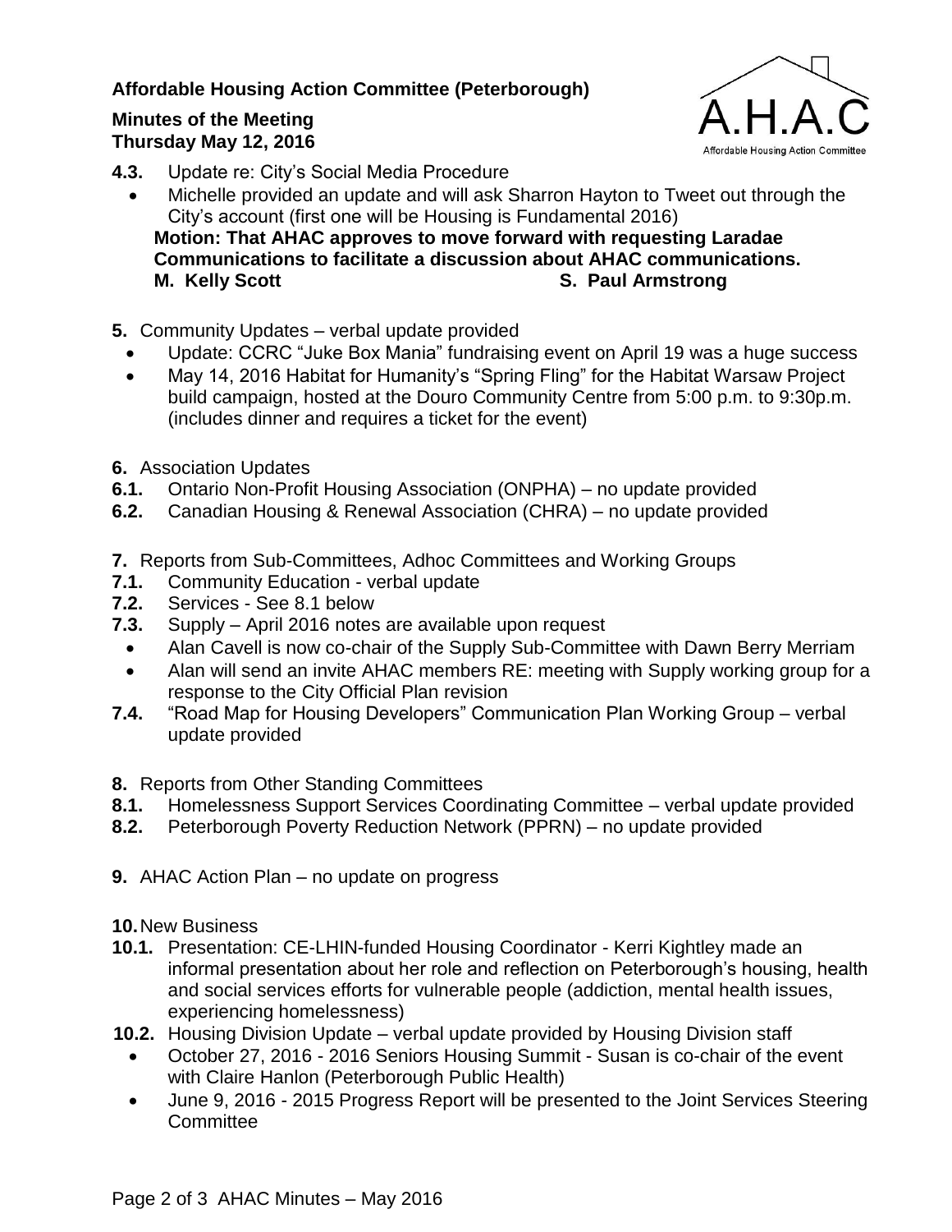**Affordable Housing Action Committee (Peterborough)**

**Minutes of the Meeting**
**Thursday May 12, 2016**

**4.3.** Update re: City's Social Media Procedure

- Michelle provided an update and will ask Sharron Hayton to Tweet out through the City's account (first one will be Housing is Fundamental 2016)

**Motion: That AHAC approves to move forward with requesting Laradae Communications to facilitate a discussion about AHAC communications.**
**M. Kelly Scott S. Paul Armstrong**

**5.** Community Updates – verbal update provided

- Update: CCRC "Juke Box Mania" fundraising event on April 19 was a huge success
- May 14, 2016 Habitat for Humanity's "Spring Fling" for the Habitat Warsaw Project build campaign, hosted at the Douro Community Centre from 5:00 p.m. to 9:30p.m. (includes dinner and requires a ticket for the event)

**6.** Association Updates

**6.1.** Ontario Non-Profit Housing Association (ONPHA) – no update provided

**6.2.** Canadian Housing & Renewal Association (CHRA) – no update provided

**7.** Reports from Sub-Committees, Adhoc Committees and Working Groups

**7.1.** Community Education - verbal update

**7.2.** Services - See 8.1 below

**7.3.** Supply – April 2016 notes are available upon request

- Alan Cavell is now co-chair of the Supply Sub-Committee with Dawn Berry Merriam
- Alan will send an invite AHAC members RE: meeting with Supply working group for a response to the City Official Plan revision

**7.4.** "Road Map for Housing Developers" Communication Plan Working Group – verbal update provided

**8.** Reports from Other Standing Committees

**8.1.** Homelessness Support Services Coordinating Committee – verbal update provided

**8.2.** Peterborough Poverty Reduction Network (PPRN) – no update provided

**9.** AHAC Action Plan – no update on progress

**10.** New Business

**10.1.** Presentation: CE-LHIN-funded Housing Coordinator - Kerri Kightley made an informal presentation about her role and reflection on Peterborough's housing, health and social services efforts for vulnerable people (addiction, mental health issues, experiencing homelessness)

**10.2.** Housing Division Update – verbal update provided by Housing Division staff

- October 27, 2016 - 2016 Seniors Housing Summit - Susan is co-chair of the event with Claire Hanlon (Peterborough Public Health)
- June 9, 2016 - 2015 Progress Report will be presented to the Joint Services Steering Committee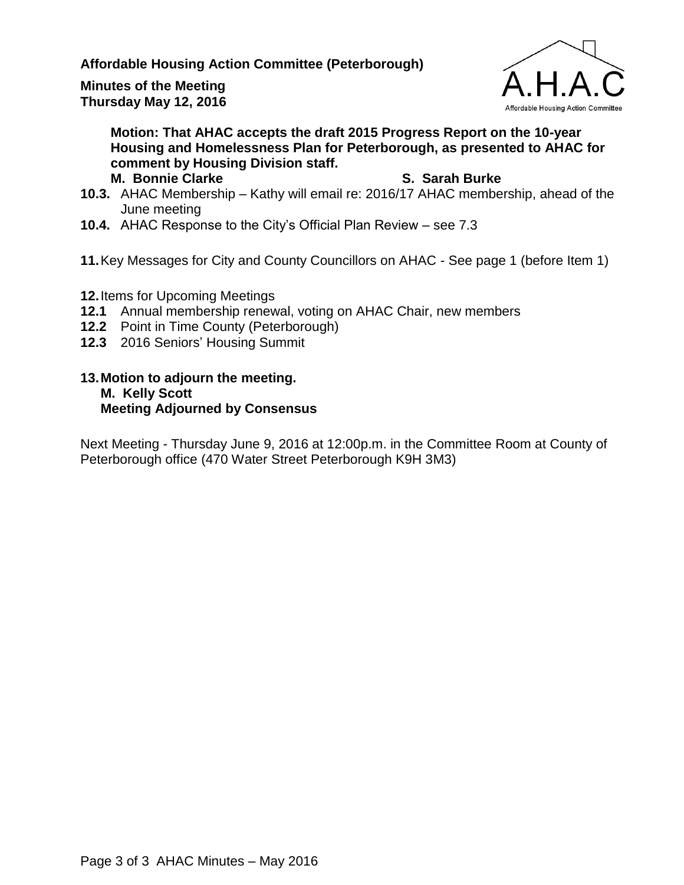**Affordable Housing Action Committee (Peterborough)**

**Minutes of the Meeting**
**Thursday May 12, 2016**

**Motion: That AHAC accepts the draft 2015 Progress Report on the 10-year Housing and Homelessness Plan for Peterborough, as presented to AHAC for comment by Housing Division staff.**
**M. Bonnie Clarke S. Sarah Burke**

**10.3.** AHAC Membership – Kathy will email re: 2016/17 AHAC membership, ahead of the June meeting

**10.4.** AHAC Response to the City's Official Plan Review – see 7.3

**11.** Key Messages for City and County Councillors on AHAC - See page 1 (before Item 1)

**12.** Items for Upcoming Meetings

**12.1** Annual membership renewal, voting on AHAC Chair, new members

**12.2** Point in Time County (Peterborough)

**12.3** 2016 Seniors' Housing Summit

**13. Motion to adjourn the meeting.**
**M. Kelly Scott**
**Meeting Adjourned by Consensus**

Next Meeting - Thursday June 9, 2016 at 12:00p.m. in the Committee Room at County of Peterborough office (470 Water Street Peterborough K9H 3M3)